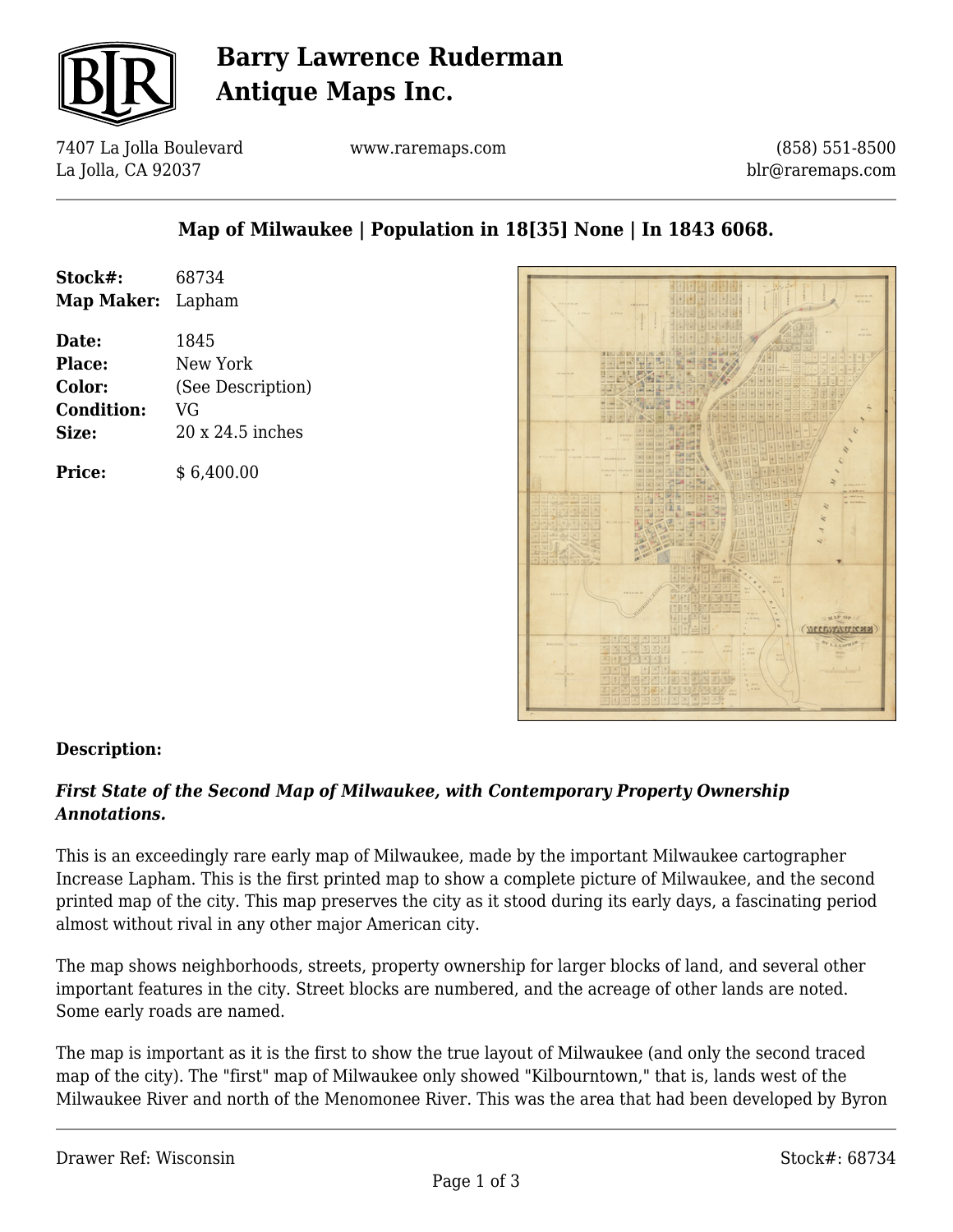# Barry Lawrence Ruderman Antique Maps Inc.

7407 La Jolla Boulevard
La Jolla, CA 92037

www.raremaps.com

(858) 551-8500
blr@raremaps.com

## Map of Milwaukee | Population in 18[35] None | In 1843 6068.

| | |
|---|---|
| **Stock#:** | 68734 |
| **Map Maker:** | Lapham |
| **Date:** | 1845 |
| **Place:** | New York |
| **Color:** | (See Description) |
| **Condition:** | VG |
| **Size:** | 20 x 24.5 inches |
| **Price:** | $ 6,400.00 |

### Description:

***First State of the Second Map of Milwaukee, with Contemporary Property Ownership Annotations.***

This is an exceedingly rare early map of Milwaukee, made by the important Milwaukee cartographer Increase Lapham. This is the first printed map to show a complete picture of Milwaukee, and the second printed map of the city. This map preserves the city as it stood during its early days, a fascinating period almost without rival in any other major American city.

The map shows neighborhoods, streets, property ownership for larger blocks of land, and several other important features in the city. Street blocks are numbered, and the acreage of other lands are noted. Some early roads are named.

The map is important as it is the first to show the true layout of Milwaukee (and only the second traced map of the city). The "first" map of Milwaukee only showed "Kilbourntown," that is, lands west of the Milwaukee River and north of the Menomonee River. This was the area that had been developed by Byron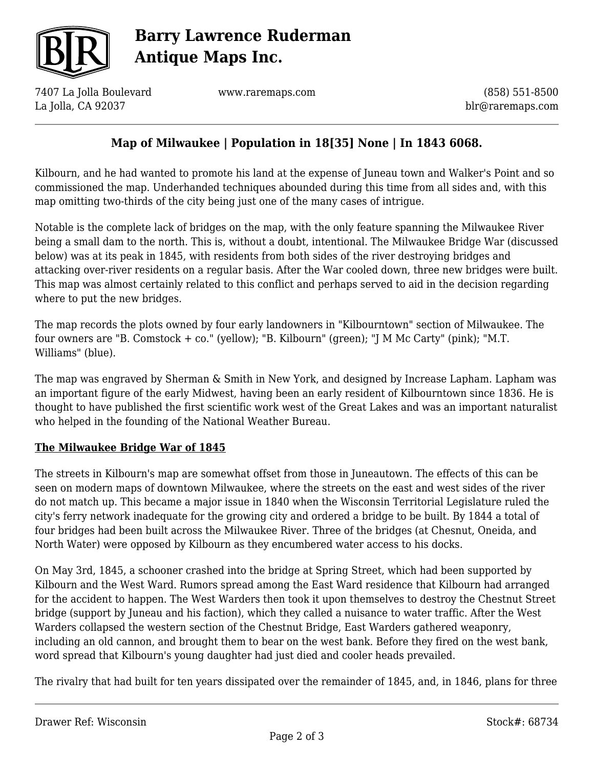## Map of Milwaukee | Population in 18[35] None | In 1843 6068.

Kilbourn, and he had wanted to promote his land at the expense of Juneau town and Walker's Point and so commissioned the map. Underhanded techniques abounded during this time from all sides and, with this map omitting two-thirds of the city being just one of the many cases of intrigue.

Notable is the complete lack of bridges on the map, with the only feature spanning the Milwaukee River being a small dam to the north. This is, without a doubt, intentional. The Milwaukee Bridge War (discussed below) was at its peak in 1845, with residents from both sides of the river destroying bridges and attacking over-river residents on a regular basis. After the War cooled down, three new bridges were built. This map was almost certainly related to this conflict and perhaps served to aid in the decision regarding where to put the new bridges.

The map records the plots owned by four early landowners in "Kilbourntown" section of Milwaukee. The four owners are "B. Comstock + co." (yellow); "B. Kilbourn" (green); "J M Mc Carty" (pink); "M.T. Williams" (blue).

The map was engraved by Sherman & Smith in New York, and designed by Increase Lapham. Lapham was an important figure of the early Midwest, having been an early resident of Kilbourntown since 1836. He is thought to have published the first scientific work west of the Great Lakes and was an important naturalist who helped in the founding of the National Weather Bureau.

### The Milwaukee Bridge War of 1845

The streets in Kilbourn's map are somewhat offset from those in Juneautown. The effects of this can be seen on modern maps of downtown Milwaukee, where the streets on the east and west sides of the river do not match up. This became a major issue in 1840 when the Wisconsin Territorial Legislature ruled the city's ferry network inadequate for the growing city and ordered a bridge to be built. By 1844 a total of four bridges had been built across the Milwaukee River. Three of the bridges (at Chesnut, Oneida, and North Water) were opposed by Kilbourn as they encumbered water access to his docks.

On May 3rd, 1845, a schooner crashed into the bridge at Spring Street, which had been supported by Kilbourn and the West Ward. Rumors spread among the East Ward residence that Kilbourn had arranged for the accident to happen. The West Warders then took it upon themselves to destroy the Chestnut Street bridge (support by Juneau and his faction), which they called a nuisance to water traffic. After the West Warders collapsed the western section of the Chestnut Bridge, East Warders gathered weaponry, including an old cannon, and brought them to bear on the west bank. Before they fired on the west bank, word spread that Kilbourn's young daughter had just died and cooler heads prevailed.

The rivalry that had built for ten years dissipated over the remainder of 1845, and, in 1846, plans for three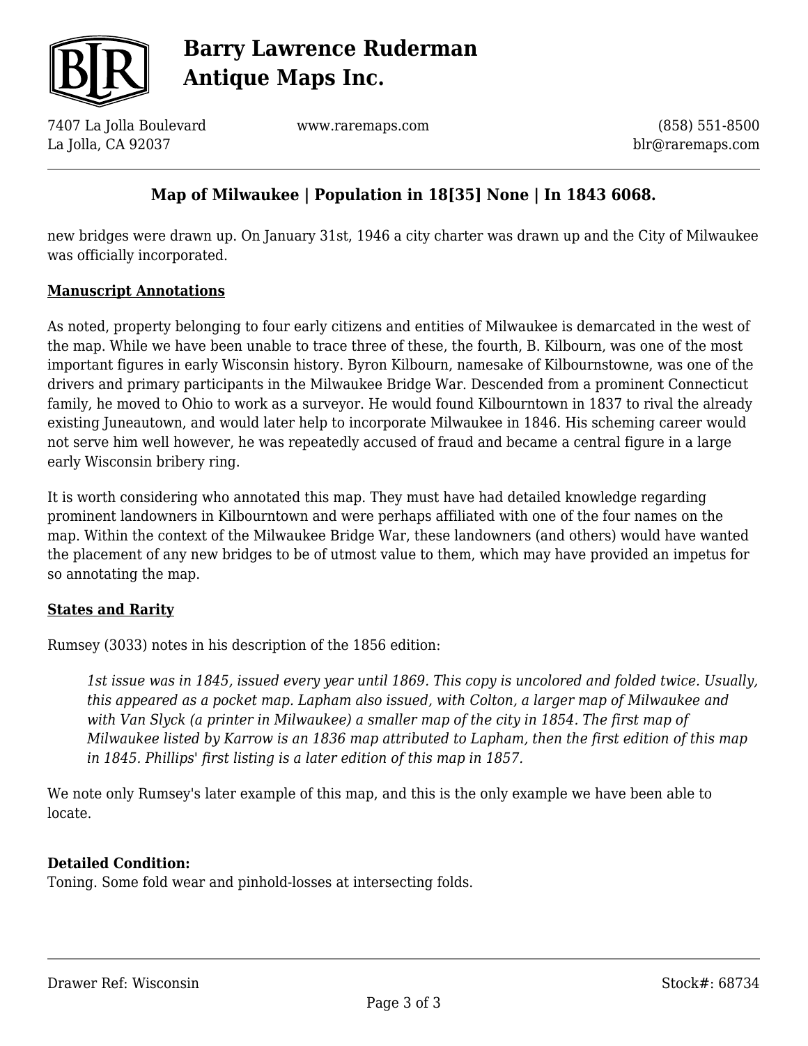new bridges were drawn up. On January 31st, 1946 a city charter was drawn up and the City of Milwaukee was officially incorporated.

## Manuscript Annotations

As noted, property belonging to four early citizens and entities of Milwaukee is demarcated in the west of the map. While we have been unable to trace three of these, the fourth, B. Kilbourn, was one of the most important figures in early Wisconsin history. Byron Kilbourn, namesake of Kilbournstowne, was one of the drivers and primary participants in the Milwaukee Bridge War. Descended from a prominent Connecticut family, he moved to Ohio to work as a surveyor. He would found Kilbourntown in 1837 to rival the already existing Juneautown, and would later help to incorporate Milwaukee in 1846. His scheming career would not serve him well however, he was repeatedly accused of fraud and became a central figure in a large early Wisconsin bribery ring.

It is worth considering who annotated this map. They must have had detailed knowledge regarding prominent landowners in Kilbourntown and were perhaps affiliated with one of the four names on the map. Within the context of the Milwaukee Bridge War, these landowners (and others) would have wanted the placement of any new bridges to be of utmost value to them, which may have provided an impetus for so annotating the map.

## States and Rarity

Rumsey (3033) notes in his description of the 1856 edition:

> *1st issue was in 1845, issued every year until 1869. This copy is uncolored and folded twice. Usually, this appeared as a pocket map. Lapham also issued, with Colton, a larger map of Milwaukee and with Van Slyck (a printer in Milwaukee) a smaller map of the city in 1854. The first map of Milwaukee listed by Karrow is an 1836 map attributed to Lapham, then the first edition of this map in 1845. Phillips' first listing is a later edition of this map in 1857.*

We note only Rumsey's later example of this map, and this is the only example we have been able to locate.

**Detailed Condition:**
Toning. Some fold wear and pinhold-losses at intersecting folds.